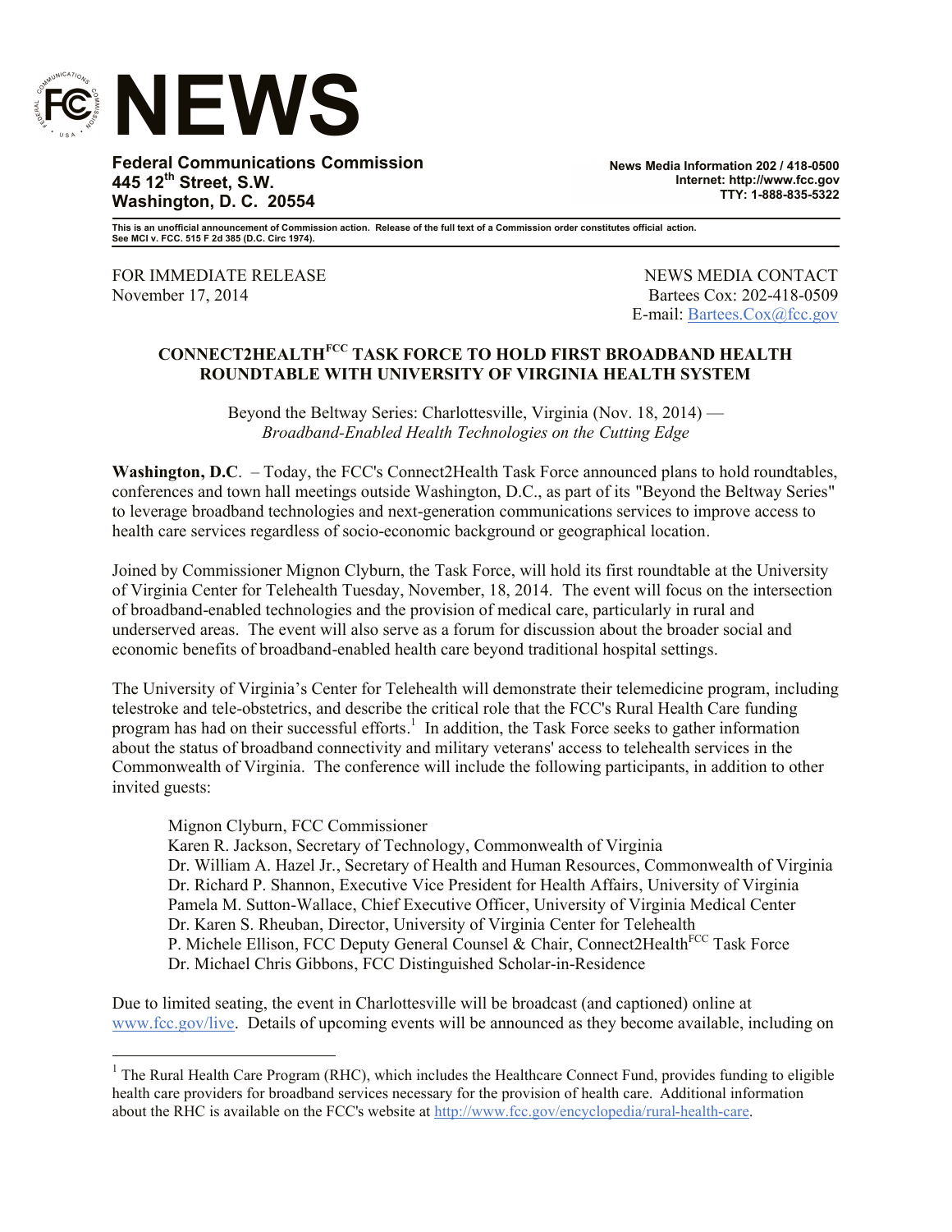# NEWS

**Federal Communications Commission**
**445 12th Street, S.W.**
**Washington, D. C. 20554**

**News Media Information 202 / 418-0500**
**Internet: http://www.fcc.gov**
**TTY: 1-888-835-5322**

**This is an unofficial announcement of Commission action. Release of the full text of a Commission order constitutes official action. See MCI v. FCC. 515 F 2d 385 (D.C. Circ 1974).**

FOR IMMEDIATE RELEASE
November 17, 2014

NEWS MEDIA CONTACT
Bartees Cox: 202-418-0509
E-mail: Bartees.Cox@fcc.gov

## CONNECT2HEALTH[FCC] TASK FORCE TO HOLD FIRST BROADBAND HEALTH ROUNDTABLE WITH UNIVERSITY OF VIRGINIA HEALTH SYSTEM

Beyond the Beltway Series: Charlottesville, Virginia (Nov. 18, 2014) —
*Broadband-Enabled Health Technologies on the Cutting Edge*

**Washington, D.C**. – Today, the FCC's Connect2Health Task Force announced plans to hold roundtables, conferences and town hall meetings outside Washington, D.C., as part of its "Beyond the Beltway Series" to leverage broadband technologies and next-generation communications services to improve access to health care services regardless of socio-economic background or geographical location.

Joined by Commissioner Mignon Clyburn, the Task Force, will hold its first roundtable at the University of Virginia Center for Telehealth Tuesday, November, 18, 2014. The event will focus on the intersection of broadband-enabled technologies and the provision of medical care, particularly in rural and underserved areas. The event will also serve as a forum for discussion about the broader social and economic benefits of broadband-enabled health care beyond traditional hospital settings.

The University of Virginia's Center for Telehealth will demonstrate their telemedicine program, including telestroke and tele-obstetrics, and describe the critical role that the FCC's Rural Health Care funding program has had on their successful efforts.[1] In addition, the Task Force seeks to gather information about the status of broadband connectivity and military veterans' access to telehealth services in the Commonwealth of Virginia. The conference will include the following participants, in addition to other invited guests:

Mignon Clyburn, FCC Commissioner
Karen R. Jackson, Secretary of Technology, Commonwealth of Virginia
Dr. William A. Hazel Jr., Secretary of Health and Human Resources, Commonwealth of Virginia
Dr. Richard P. Shannon, Executive Vice President for Health Affairs, University of Virginia
Pamela M. Sutton-Wallace, Chief Executive Officer, University of Virginia Medical Center
Dr. Karen S. Rheuban, Director, University of Virginia Center for Telehealth
P. Michele Ellison, FCC Deputy General Counsel & Chair, Connect2Health[FCC] Task Force
Dr. Michael Chris Gibbons, FCC Distinguished Scholar-in-Residence

Due to limited seating, the event in Charlottesville will be broadcast (and captioned) online at www.fcc.gov/live. Details of upcoming events will be announced as they become available, including on

---

[1] The Rural Health Care Program (RHC), which includes the Healthcare Connect Fund, provides funding to eligible health care providers for broadband services necessary for the provision of health care. Additional information about the RHC is available on the FCC's website at http://www.fcc.gov/encyclopedia/rural-health-care.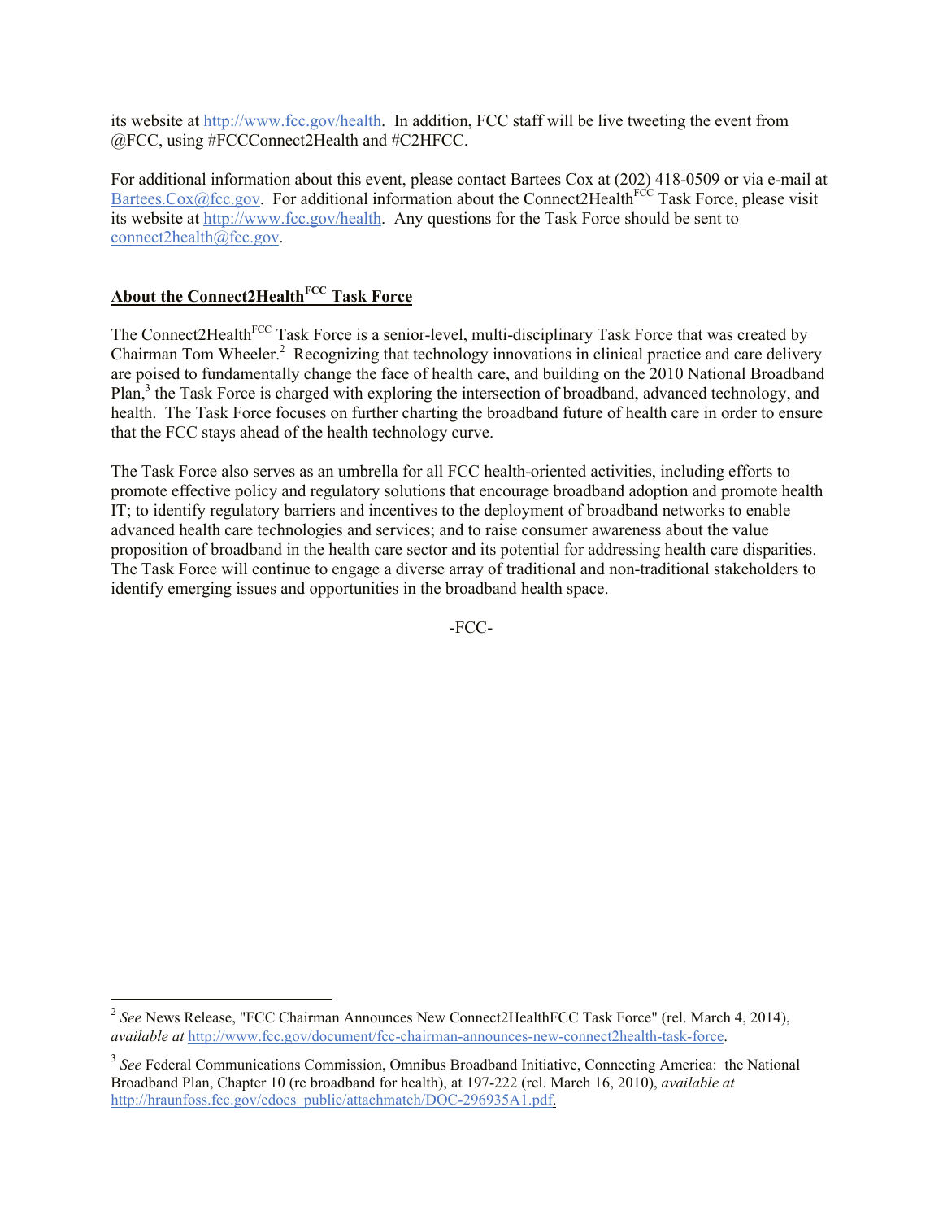its website at http://www.fcc.gov/health. In addition, FCC staff will be live tweeting the event from @FCC, using #FCCConnect2Health and #C2HFCC.

For additional information about this event, please contact Bartees Cox at (202) 418-0509 or via e-mail at Bartees.Cox@fcc.gov. For additional information about the Connect2Health$^{FCC}$ Task Force, please visit its website at http://www.fcc.gov/health. Any questions for the Task Force should be sent to connect2health@fcc.gov.

**About the Connect2Health$^{FCC}$ Task Force**

The Connect2Health$^{FCC}$ Task Force is a senior-level, multi-disciplinary Task Force that was created by Chairman Tom Wheeler.[2] Recognizing that technology innovations in clinical practice and care delivery are poised to fundamentally change the face of health care, and building on the 2010 National Broadband Plan,[3] the Task Force is charged with exploring the intersection of broadband, advanced technology, and health. The Task Force focuses on further charting the broadband future of health care in order to ensure that the FCC stays ahead of the health technology curve.

The Task Force also serves as an umbrella for all FCC health-oriented activities, including efforts to promote effective policy and regulatory solutions that encourage broadband adoption and promote health IT; to identify regulatory barriers and incentives to the deployment of broadband networks to enable advanced health care technologies and services; and to raise consumer awareness about the value proposition of broadband in the health care sector and its potential for addressing health care disparities. The Task Force will continue to engage a diverse array of traditional and non-traditional stakeholders to identify emerging issues and opportunities in the broadband health space.

-FCC-

---

[2] *See* News Release, "FCC Chairman Announces New Connect2HealthFCC Task Force" (rel. March 4, 2014), *available at* http://www.fcc.gov/document/fcc-chairman-announces-new-connect2health-task-force.

[3] *See* Federal Communications Commission, Omnibus Broadband Initiative, Connecting America: the National Broadband Plan, Chapter 10 (re broadband for health), at 197-222 (rel. March 16, 2010), *available at* http://hraunfoss.fcc.gov/edocs_public/attachmatch/DOC-296935A1.pdf.